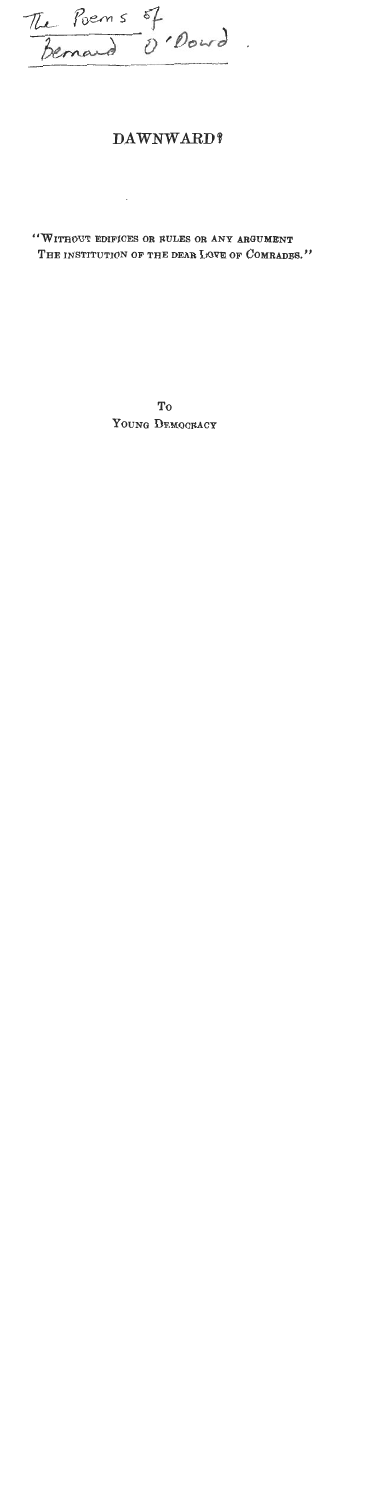The Poems of
Bernard O'Dowd.

# DAWNWARD?

"WITHOUT EDIFICES OR RULES OR ANY ARGUMENT
THE INSTITUTION OF THE DEAR LOVE OF COMRADES."

To
YOUNG DEMOCRACY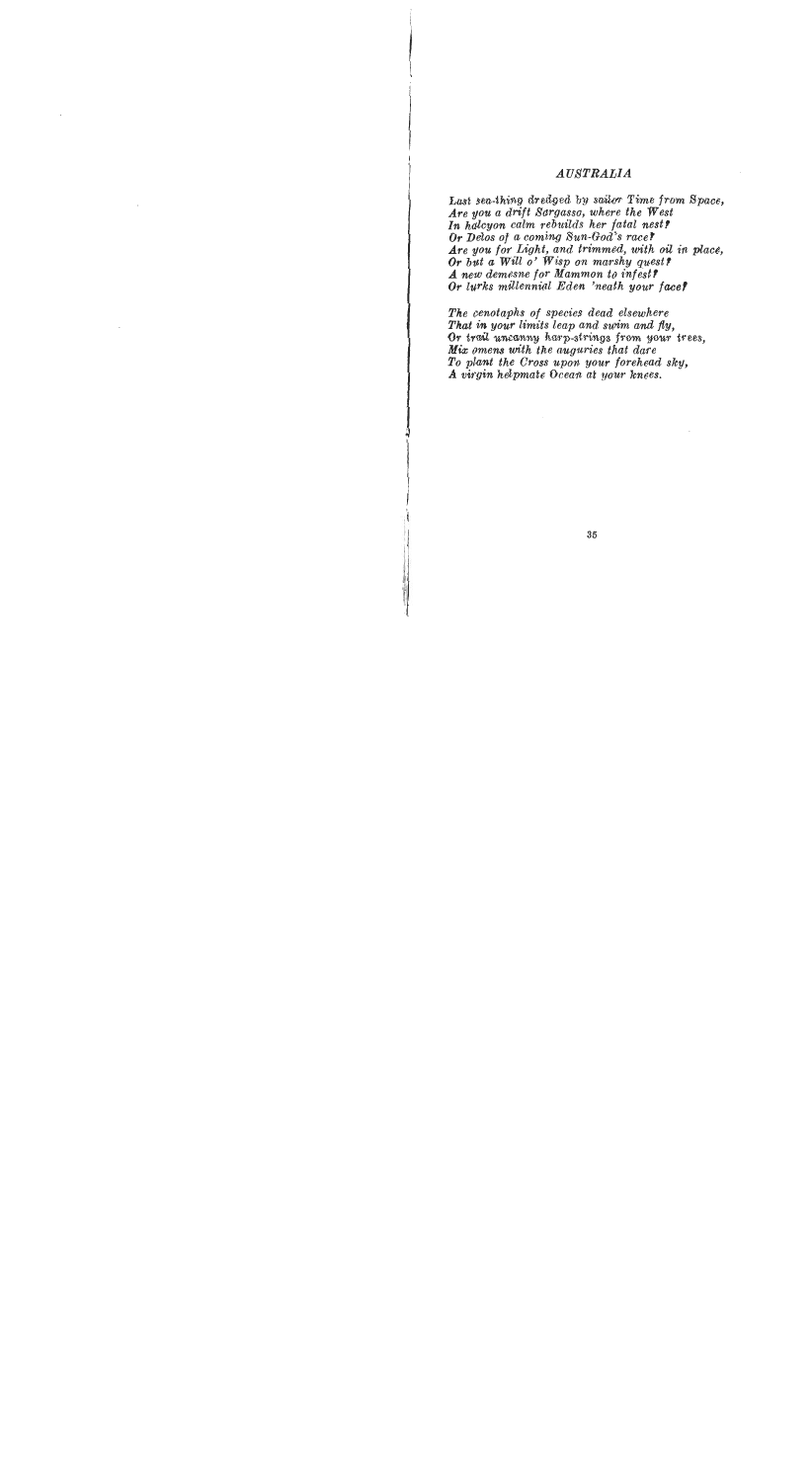# *AUSTRALIA*

*Last sea-thing dredged by sailor Time from Space,*
*Are you a drift Sargasso, where the West*
*In halcyon calm rebuilds her fatal nest?*
*Or Delos of a coming Sun-God's race?*
*Are you for Light, and trimmed, with oil in place,*
*Or but a Will o' Wisp on marshy quest?*
*A new demesne for Mammon to infest?*
*Or lurks millennial Eden 'neath your face?*

*The cenotaphs of species dead elsewhere*
*That in your limits leap and swim and fly,*
*Or trail uncanny harp-strings from your trees,*
*Mix omens with the auguries that dare*
*To plant the Cross upon your forehead sky,*
*A virgin helpmate Ocean at your knees.*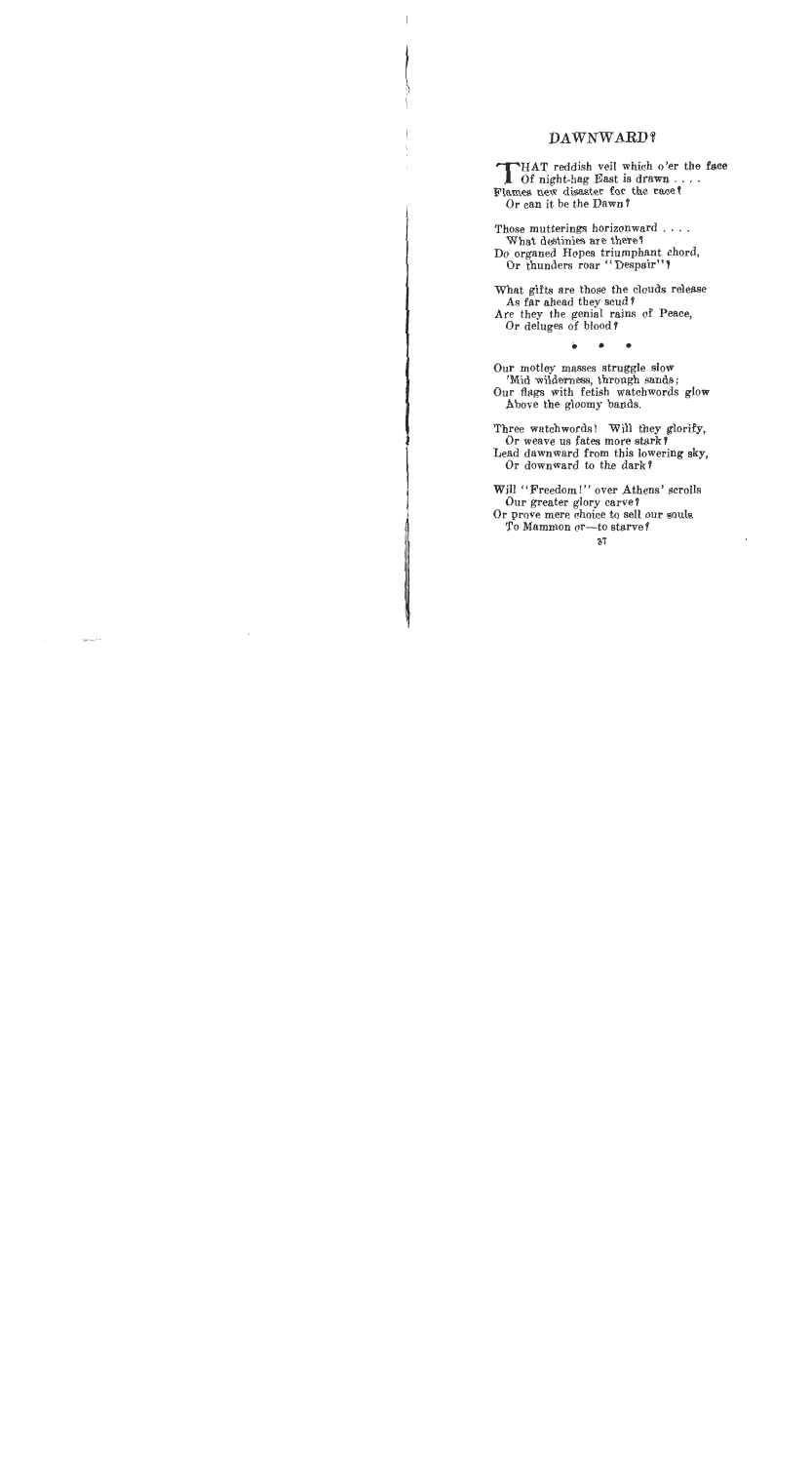# DAWNWARD?

THAT reddish veil which o'er the face
  Of night-hag East is drawn . . . .
Flames new disaster for the race?
  Or can it be the Dawn?

Those mutterings horizonward . . . .
  What destinies are there?
Do organed Hopes triumphant chord,
  Or thunders roar "Despair"?

What gifts are those the clouds release
  As far ahead they scud?
Are they the genial rains of Peace,
  Or deluges of blood?

• • •

Our motley masses struggle slow
  'Mid wilderness, through sands;
Our flags with fetish watchwords glow
  Above the gloomy bands.

Three watchwords! Will they glorify,
  Or weave us fates more stark?
Lead dawnward from this lowering sky,
  Or downward to the dark?

Will "Freedom!" over Athens' scrolls
  Our greater glory carve?
Or prove mere choice to sell our souls
  To Mammon or—to starve?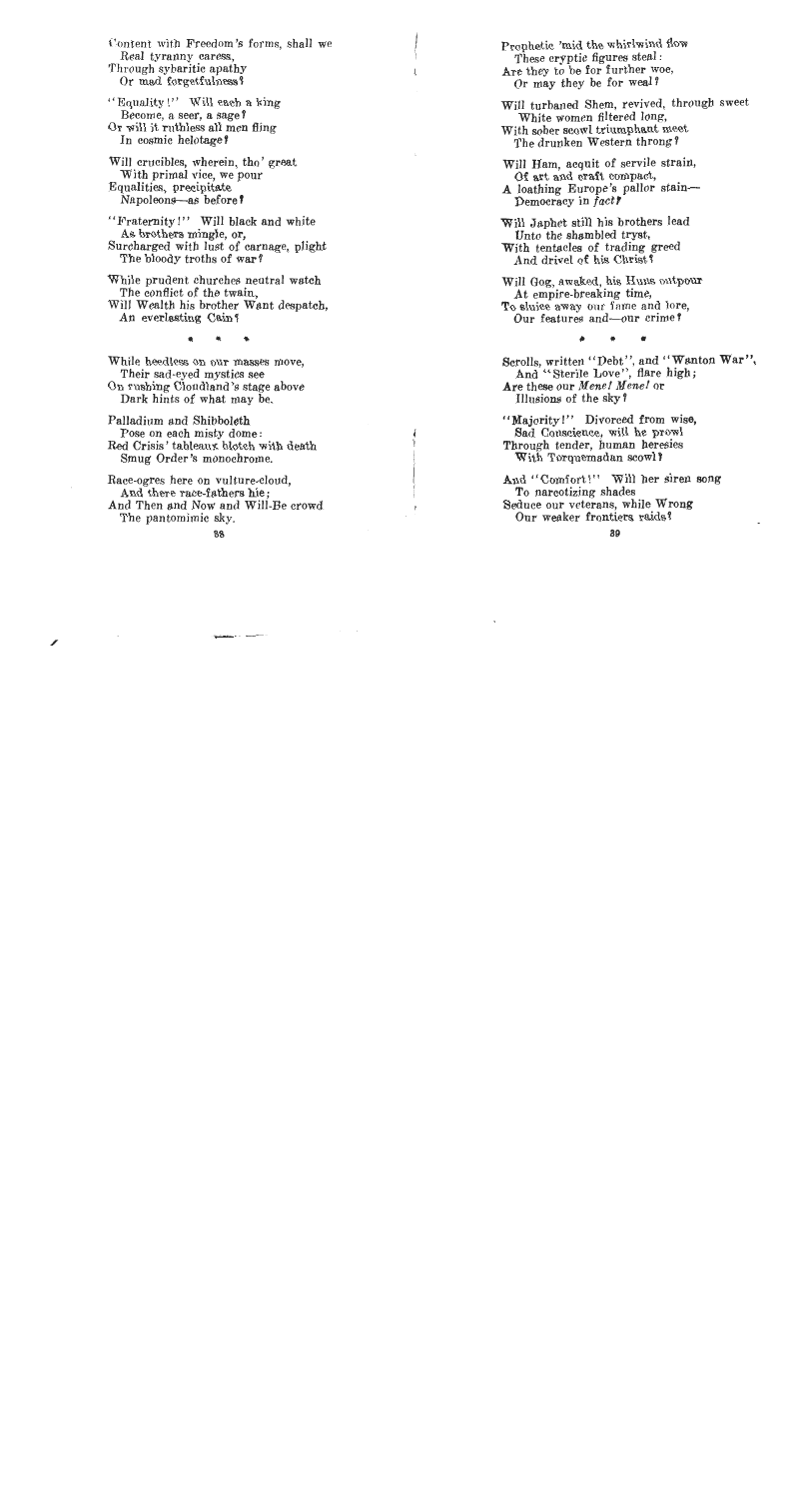Content with Freedom's forms, shall we
  Real tyranny caress,
Through sybaritic apathy
  Or mad forgetfulness?

"Equality!" Will each a king
  Become, a seer, a sage?
Or will it ruthless all men fling
  In cosmic helotage?

Will crucibles, wherein, tho' great
  With primal vice, we pour
Equalities, precipitate
  Napoleons—as before?

"Fraternity!" Will black and white
  As brothers mingle, or,
Surcharged with lust of carnage, plight
  The bloody troths of war?

While prudent churches neutral watch
  The conflict of the twain,
Will Wealth his brother Want despatch,
  An everlasting Cain?

\* \* \*

While heedless on our masses move,
  Their sad-eyed mystics see
On rushing Cloudland's stage above
  Dark hints of what may be.

Palladium and Shibboleth
  Pose on each misty dome:
Red Crisis' tableaux blotch with death
  Smug Order's monochrome.

Race-ogres here on vulture-cloud,
  And there race-fathers hie;
And Then and Now and Will-Be crowd
  The pantomimic sky.

Prophetic 'mid the whirlwind flow
  These cryptic figures steal:
Are they to be for further woe,
  Or may they be for weal?

Will turbaned Shem, revived, through sweet
  White women filtered long,
With sober scowl triumphant meet
  The drunken Western throng?

Will Ham, acquit of servile strain,
  Of art and craft compact,
A loathing Europe's pallor stain—
  Democracy in *fact*?

Will Japhet still his brothers lead
  Unto the shambled tryst,
With tentacles of trading greed
  And drivel of his Christ?

Will Gog, awaked, his Huns outpour
  At empire-breaking time,
To sluice away our fame and lore,
  Our features and—our crime?

\* \* \*

Scrolls, written "Debt", and "Wanton War",
  And "Sterile Love", flare high;
Are these our *Mene! Mene!* or
  Illusions of the sky?

"Majority!" Divorced from wise,
  Sad Conscience, will he prowl
Through tender, human heresies
  With Torquemadan scowl?

And "Comfort!" Will her siren song
  To narcotizing shades
Seduce our veterans, while Wrong
  Our weaker frontiers raids?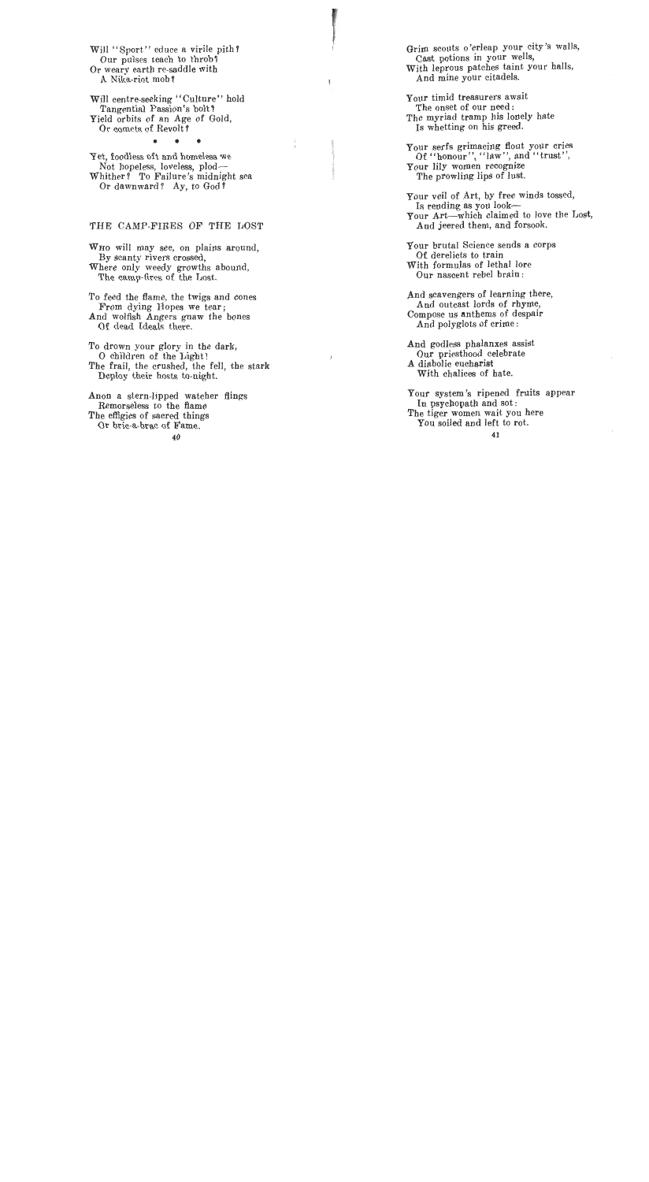Will "Sport" educe a virile pith?
  Our pulses teach to throb?
Or weary earth re-saddle with
  A Nika-riot mob?

Will centre-seeking "Culture" hold
  Tangential Passion's bolt?
Yield orbits of an Age of Gold,
  Or comets of Revolt?

\* \* \*

Yet, foodless oft and homeless we
  Not hopeless, loveless, plod—
Whither? To Failure's midnight sea
  Or dawnward? Ay, to God?

## THE CAMP-FIRES OF THE LOST

Who will may see, on plains around,
  By scanty rivers crossed,
Where only weedy growths abound,
  The camp-fires of the Lost.

To feed the flame, the twigs and cones
  From dying Hopes we tear;
And wolfish Angers gnaw the bones
  Of dead Ideals there.

To drown your glory in the dark,
  O children of the Light!
The frail, the crushed, the fell, the stark
  Deploy their hosts to-night.

Anon a stern-lipped watcher flings
  Remorseless to the flame
The effigies of sacred things
  Or bric-a-brac of Fame.

Grim scouts o'erleap your city's walls,
  Cast potions in your wells,
With leprous patches taint your halls,
  And mine your citadels.

Your timid treasurers await
  The onset of our need:
The myriad tramp his lonely hate
  Is whetting on his greed.

Your serfs grimacing flout your cries
  Of "honour", "law", and "trust",
Your lily women recognize
  The prowling lips of lust.

Your veil of Art, by free winds tossed,
  Is rending as you look—
Your Art—which claimed to love the Lost,
  And jeered them, and forsook.

Your brutal Science sends a corps
  Of derelicts to train
With formulas of lethal lore
  Our nascent rebel brain:

And scavengers of learning there,
  And outeast lords of rhyme,
Compose us anthems of despair
  And polyglots of crime:

And godless phalanxes assist
  Our priesthood celebrate
A diabolic eucharist
  With chalices of hate.

Your system's ripened fruits appear
  In psychopath and sot:
The tiger women wait you here
  You soiled and left to rot.